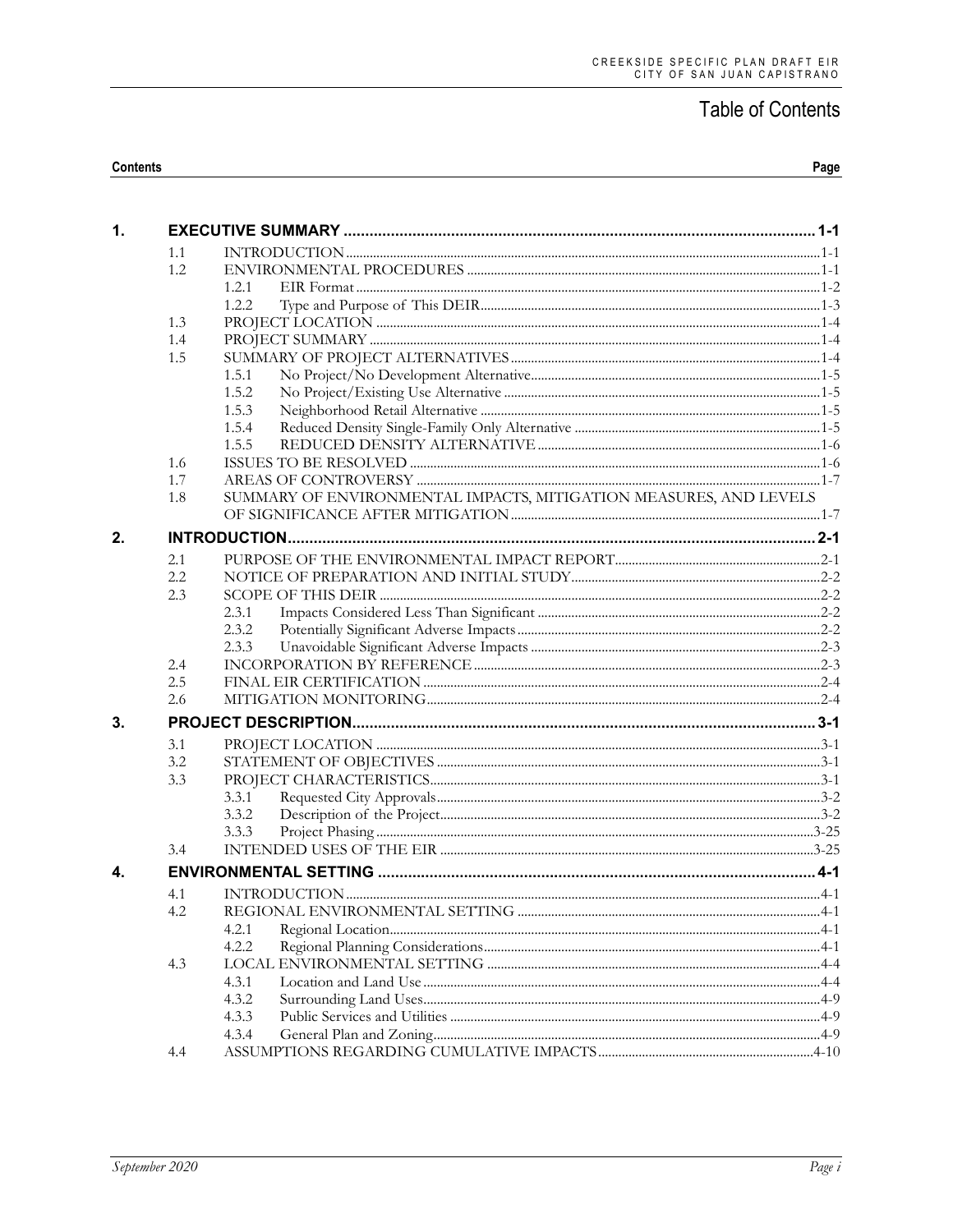# Table of Contents

| Contents | | | Page |
|---|---|---|---|
| **1.** | **EXECUTIVE SUMMARY** | | **1-1** |
| | 1.1 | INTRODUCTION | 1-1 |
| | 1.2 | ENVIRONMENTAL PROCEDURES | 1-1 |
| | | 1.2.1 EIR Format | 1-2 |
| | | 1.2.2 Type and Purpose of This DEIR | 1-3 |
| | 1.3 | PROJECT LOCATION | 1-4 |
| | 1.4 | PROJECT SUMMARY | 1-4 |
| | 1.5 | SUMMARY OF PROJECT ALTERNATIVES | 1-4 |
| | | 1.5.1 No Project/No Development Alternative | 1-5 |
| | | 1.5.2 No Project/Existing Use Alternative | 1-5 |
| | | 1.5.3 Neighborhood Retail Alternative | 1-5 |
| | | 1.5.4 Reduced Density Single-Family Only Alternative | 1-5 |
| | | 1.5.5 REDUCED DENSITY ALTERNATIVE | 1-6 |
| | 1.6 | ISSUES TO BE RESOLVED | 1-6 |
| | 1.7 | AREAS OF CONTROVERSY | 1-7 |
| | 1.8 | SUMMARY OF ENVIRONMENTAL IMPACTS, MITIGATION MEASURES, AND LEVELS OF SIGNIFICANCE AFTER MITIGATION | 1-7 |
| **2.** | **INTRODUCTION** | | **2-1** |
| | 2.1 | PURPOSE OF THE ENVIRONMENTAL IMPACT REPORT | 2-1 |
| | 2.2 | NOTICE OF PREPARATION AND INITIAL STUDY | 2-2 |
| | 2.3 | SCOPE OF THIS DEIR | 2-2 |
| | | 2.3.1 Impacts Considered Less Than Significant | 2-2 |
| | | 2.3.2 Potentially Significant Adverse Impacts | 2-2 |
| | | 2.3.3 Unavoidable Significant Adverse Impacts | 2-3 |
| | 2.4 | INCORPORATION BY REFERENCE | 2-3 |
| | 2.5 | FINAL EIR CERTIFICATION | 2-4 |
| | 2.6 | MITIGATION MONITORING | 2-4 |
| **3.** | **PROJECT DESCRIPTION** | | **3-1** |
| | 3.1 | PROJECT LOCATION | 3-1 |
| | 3.2 | STATEMENT OF OBJECTIVES | 3-1 |
| | 3.3 | PROJECT CHARACTERISTICS | 3-1 |
| | | 3.3.1 Requested City Approvals | 3-2 |
| | | 3.3.2 Description of the Project | 3-2 |
| | | 3.3.3 Project Phasing | 3-25 |
| | 3.4 | INTENDED USES OF THE EIR | 3-25 |
| **4.** | **ENVIRONMENTAL SETTING** | | **4-1** |
| | 4.1 | INTRODUCTION | 4-1 |
| | 4.2 | REGIONAL ENVIRONMENTAL SETTING | 4-1 |
| | | 4.2.1 Regional Location | 4-1 |
| | | 4.2.2 Regional Planning Considerations | 4-1 |
| | 4.3 | LOCAL ENVIRONMENTAL SETTING | 4-4 |
| | | 4.3.1 Location and Land Use | 4-4 |
| | | 4.3.2 Surrounding Land Uses | 4-9 |
| | | 4.3.3 Public Services and Utilities | 4-9 |
| | | 4.3.4 General Plan and Zoning | 4-9 |
| | 4.4 | ASSUMPTIONS REGARDING CUMULATIVE IMPACTS | 4-10 |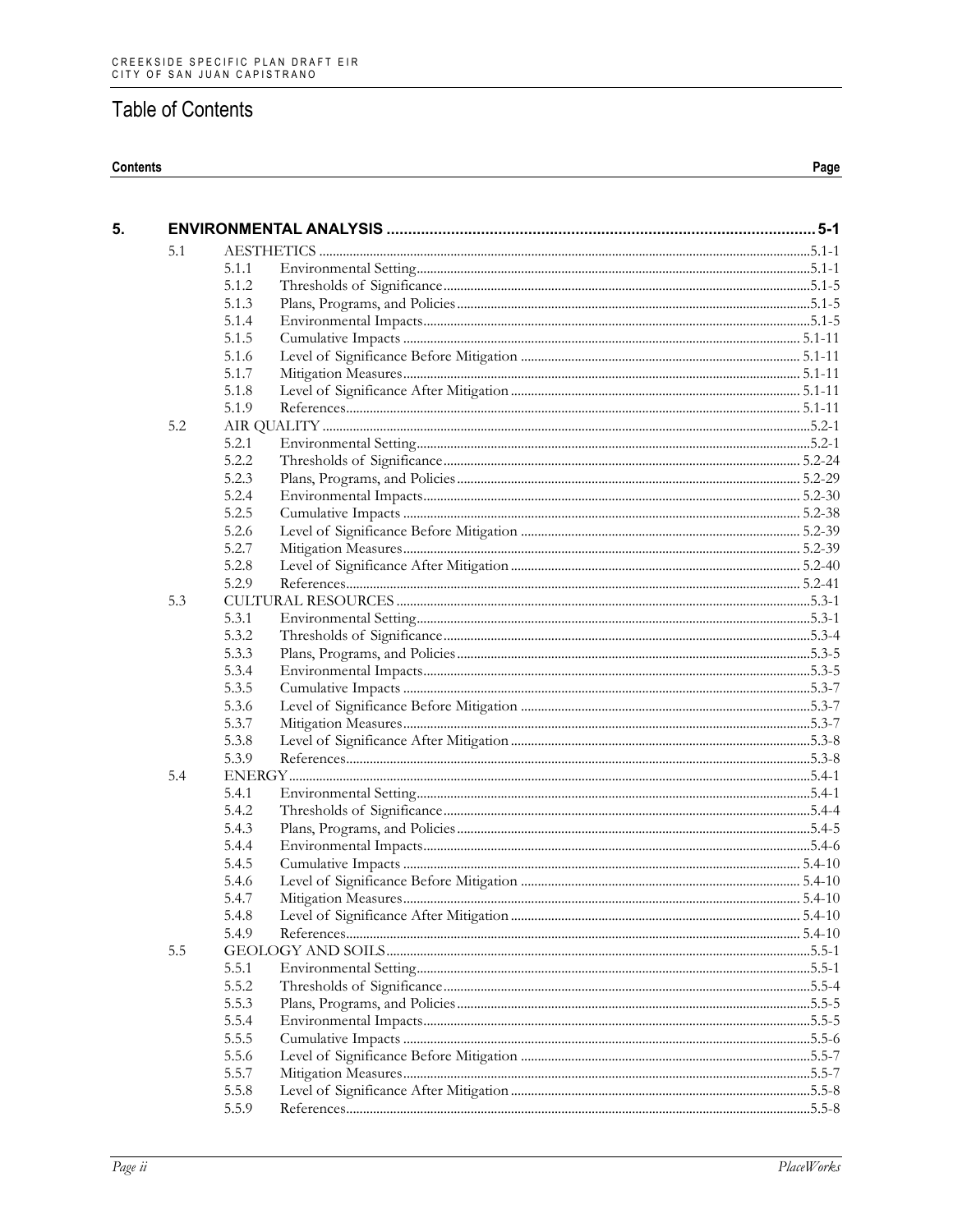# Table of Contents

| Contents | | | Page |
|---|---|---|---|
| **5.** | **ENVIRONMENTAL ANALYSIS** | | **5-1** |
| | 5.1 | AESTHETICS | 5.1-1 |
| | | 5.1.1 Environmental Setting | 5.1-1 |
| | | 5.1.2 Thresholds of Significance | 5.1-5 |
| | | 5.1.3 Plans, Programs, and Policies | 5.1-5 |
| | | 5.1.4 Environmental Impacts | 5.1-5 |
| | | 5.1.5 Cumulative Impacts | 5.1-11 |
| | | 5.1.6 Level of Significance Before Mitigation | 5.1-11 |
| | | 5.1.7 Mitigation Measures | 5.1-11 |
| | | 5.1.8 Level of Significance After Mitigation | 5.1-11 |
| | | 5.1.9 References | 5.1-11 |
| | 5.2 | AIR QUALITY | 5.2-1 |
| | | 5.2.1 Environmental Setting | 5.2-1 |
| | | 5.2.2 Thresholds of Significance | 5.2-24 |
| | | 5.2.3 Plans, Programs, and Policies | 5.2-29 |
| | | 5.2.4 Environmental Impacts | 5.2-30 |
| | | 5.2.5 Cumulative Impacts | 5.2-38 |
| | | 5.2.6 Level of Significance Before Mitigation | 5.2-39 |
| | | 5.2.7 Mitigation Measures | 5.2-39 |
| | | 5.2.8 Level of Significance After Mitigation | 5.2-40 |
| | | 5.2.9 References | 5.2-41 |
| | 5.3 | CULTURAL RESOURCES | 5.3-1 |
| | | 5.3.1 Environmental Setting | 5.3-1 |
| | | 5.3.2 Thresholds of Significance | 5.3-4 |
| | | 5.3.3 Plans, Programs, and Policies | 5.3-5 |
| | | 5.3.4 Environmental Impacts | 5.3-5 |
| | | 5.3.5 Cumulative Impacts | 5.3-7 |
| | | 5.3.6 Level of Significance Before Mitigation | 5.3-7 |
| | | 5.3.7 Mitigation Measures | 5.3-7 |
| | | 5.3.8 Level of Significance After Mitigation | 5.3-8 |
| | | 5.3.9 References | 5.3-8 |
| | 5.4 | ENERGY | 5.4-1 |
| | | 5.4.1 Environmental Setting | 5.4-1 |
| | | 5.4.2 Thresholds of Significance | 5.4-4 |
| | | 5.4.3 Plans, Programs, and Policies | 5.4-5 |
| | | 5.4.4 Environmental Impacts | 5.4-6 |
| | | 5.4.5 Cumulative Impacts | 5.4-10 |
| | | 5.4.6 Level of Significance Before Mitigation | 5.4-10 |
| | | 5.4.7 Mitigation Measures | 5.4-10 |
| | | 5.4.8 Level of Significance After Mitigation | 5.4-10 |
| | | 5.4.9 References | 5.4-10 |
| | 5.5 | GEOLOGY AND SOILS | 5.5-1 |
| | | 5.5.1 Environmental Setting | 5.5-1 |
| | | 5.5.2 Thresholds of Significance | 5.5-4 |
| | | 5.5.3 Plans, Programs, and Policies | 5.5-5 |
| | | 5.5.4 Environmental Impacts | 5.5-5 |
| | | 5.5.5 Cumulative Impacts | 5.5-6 |
| | | 5.5.6 Level of Significance Before Mitigation | 5.5-7 |
| | | 5.5.7 Mitigation Measures | 5.5-7 |
| | | 5.5.8 Level of Significance After Mitigation | 5.5-8 |
| | | 5.5.9 References | 5.5-8 |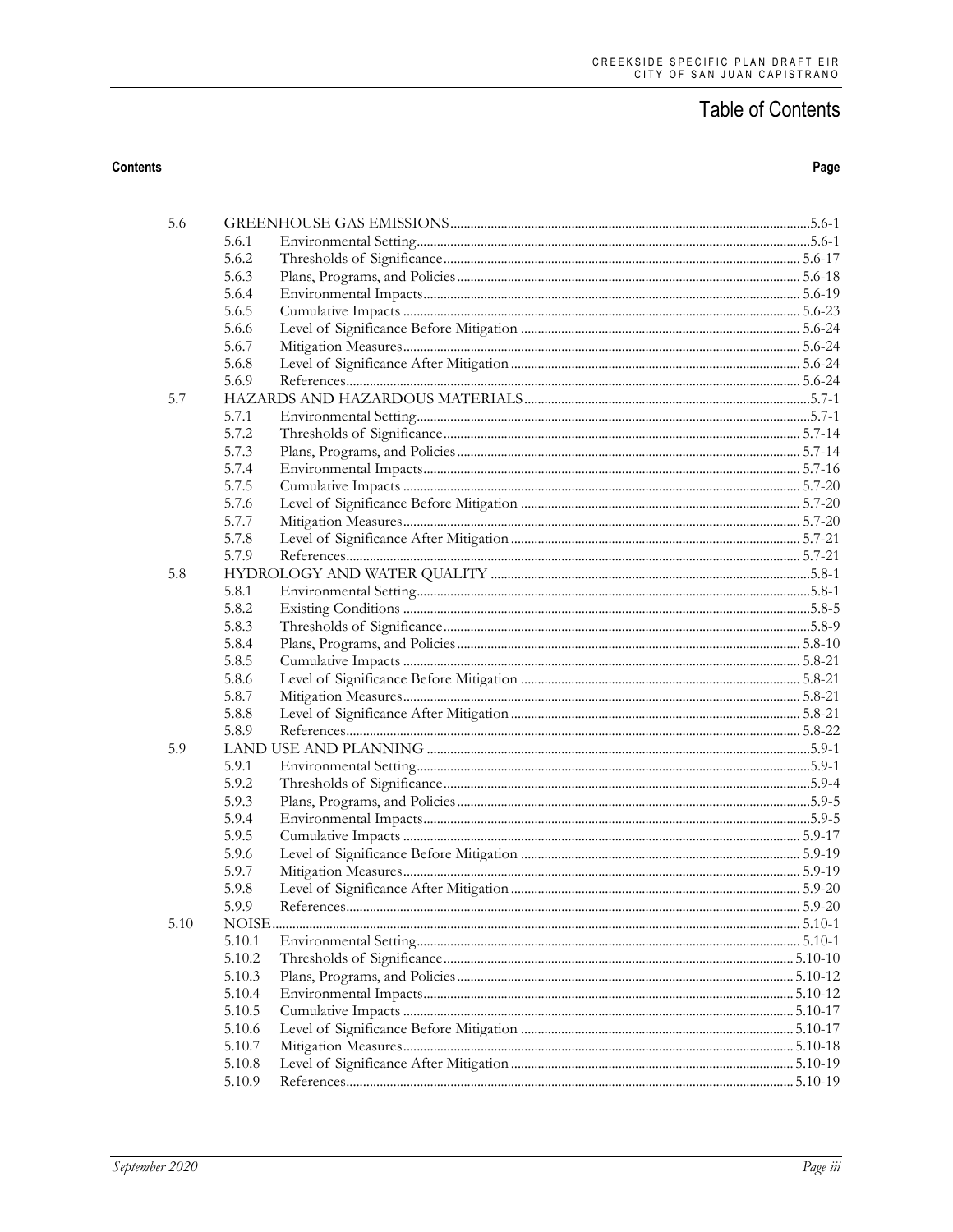# Table of Contents

| Contents | | | Page |
|---|---|---|---|
| 5.6 | | GREENHOUSE GAS EMISSIONS | 5.6-1 |
| | 5.6.1 | Environmental Setting | 5.6-1 |
| | 5.6.2 | Thresholds of Significance | 5.6-17 |
| | 5.6.3 | Plans, Programs, and Policies | 5.6-18 |
| | 5.6.4 | Environmental Impacts | 5.6-19 |
| | 5.6.5 | Cumulative Impacts | 5.6-23 |
| | 5.6.6 | Level of Significance Before Mitigation | 5.6-24 |
| | 5.6.7 | Mitigation Measures | 5.6-24 |
| | 5.6.8 | Level of Significance After Mitigation | 5.6-24 |
| | 5.6.9 | References | 5.6-24 |
| 5.7 | | HAZARDS AND HAZARDOUS MATERIALS | 5.7-1 |
| | 5.7.1 | Environmental Setting | 5.7-1 |
| | 5.7.2 | Thresholds of Significance | 5.7-14 |
| | 5.7.3 | Plans, Programs, and Policies | 5.7-14 |
| | 5.7.4 | Environmental Impacts | 5.7-16 |
| | 5.7.5 | Cumulative Impacts | 5.7-20 |
| | 5.7.6 | Level of Significance Before Mitigation | 5.7-20 |
| | 5.7.7 | Mitigation Measures | 5.7-20 |
| | 5.7.8 | Level of Significance After Mitigation | 5.7-21 |
| | 5.7.9 | References | 5.7-21 |
| 5.8 | | HYDROLOGY AND WATER QUALITY | 5.8-1 |
| | 5.8.1 | Environmental Setting | 5.8-1 |
| | 5.8.2 | Existing Conditions | 5.8-5 |
| | 5.8.3 | Thresholds of Significance | 5.8-9 |
| | 5.8.4 | Plans, Programs, and Policies | 5.8-10 |
| | 5.8.5 | Cumulative Impacts | 5.8-21 |
| | 5.8.6 | Level of Significance Before Mitigation | 5.8-21 |
| | 5.8.7 | Mitigation Measures | 5.8-21 |
| | 5.8.8 | Level of Significance After Mitigation | 5.8-21 |
| | 5.8.9 | References | 5.8-22 |
| 5.9 | | LAND USE AND PLANNING | 5.9-1 |
| | 5.9.1 | Environmental Setting | 5.9-1 |
| | 5.9.2 | Thresholds of Significance | 5.9-4 |
| | 5.9.3 | Plans, Programs, and Policies | 5.9-5 |
| | 5.9.4 | Environmental Impacts | 5.9-5 |
| | 5.9.5 | Cumulative Impacts | 5.9-17 |
| | 5.9.6 | Level of Significance Before Mitigation | 5.9-19 |
| | 5.9.7 | Mitigation Measures | 5.9-19 |
| | 5.9.8 | Level of Significance After Mitigation | 5.9-20 |
| | 5.9.9 | References | 5.9-20 |
| 5.10 | | NOISE | 5.10-1 |
| | 5.10.1 | Environmental Setting | 5.10-1 |
| | 5.10.2 | Thresholds of Significance | 5.10-10 |
| | 5.10.3 | Plans, Programs, and Policies | 5.10-12 |
| | 5.10.4 | Environmental Impacts | 5.10-12 |
| | 5.10.5 | Cumulative Impacts | 5.10-17 |
| | 5.10.6 | Level of Significance Before Mitigation | 5.10-17 |
| | 5.10.7 | Mitigation Measures | 5.10-18 |
| | 5.10.8 | Level of Significance After Mitigation | 5.10-19 |
| | 5.10.9 | References | 5.10-19 |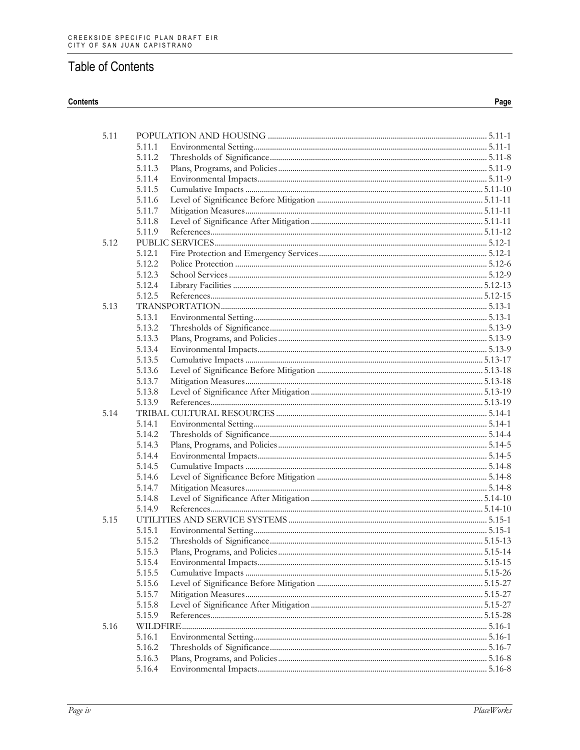## Table of Contents

| Contents | | | Page |
|---|---|---|---|
| 5.11 | POPULATION AND HOUSING | | 5.11-1 |
| | 5.11.1 | Environmental Setting | 5.11-1 |
| | 5.11.2 | Thresholds of Significance | 5.11-8 |
| | 5.11.3 | Plans, Programs, and Policies | 5.11-9 |
| | 5.11.4 | Environmental Impacts | 5.11-9 |
| | 5.11.5 | Cumulative Impacts | 5.11-10 |
| | 5.11.6 | Level of Significance Before Mitigation | 5.11-11 |
| | 5.11.7 | Mitigation Measures | 5.11-11 |
| | 5.11.8 | Level of Significance After Mitigation | 5.11-11 |
| | 5.11.9 | References | 5.11-12 |
| 5.12 | PUBLIC SERVICES | | 5.12-1 |
| | 5.12.1 | Fire Protection and Emergency Services | 5.12-1 |
| | 5.12.2 | Police Protection | 5.12-6 |
| | 5.12.3 | School Services | 5.12-9 |
| | 5.12.4 | Library Facilities | 5.12-13 |
| | 5.12.5 | References | 5.12-15 |
| 5.13 | TRANSPORTATION | | 5.13-1 |
| | 5.13.1 | Environmental Setting | 5.13-1 |
| | 5.13.2 | Thresholds of Significance | 5.13-9 |
| | 5.13.3 | Plans, Programs, and Policies | 5.13-9 |
| | 5.13.4 | Environmental Impacts | 5.13-9 |
| | 5.13.5 | Cumulative Impacts | 5.13-17 |
| | 5.13.6 | Level of Significance Before Mitigation | 5.13-18 |
| | 5.13.7 | Mitigation Measures | 5.13-18 |
| | 5.13.8 | Level of Significance After Mitigation | 5.13-19 |
| | 5.13.9 | References | 5.13-19 |
| 5.14 | TRIBAL CULTURAL RESOURCES | | 5.14-1 |
| | 5.14.1 | Environmental Setting | 5.14-1 |
| | 5.14.2 | Thresholds of Significance | 5.14-4 |
| | 5.14.3 | Plans, Programs, and Policies | 5.14-5 |
| | 5.14.4 | Environmental Impacts | 5.14-5 |
| | 5.14.5 | Cumulative Impacts | 5.14-8 |
| | 5.14.6 | Level of Significance Before Mitigation | 5.14-8 |
| | 5.14.7 | Mitigation Measures | 5.14-8 |
| | 5.14.8 | Level of Significance After Mitigation | 5.14-10 |
| | 5.14.9 | References | 5.14-10 |
| 5.15 | UTILITIES AND SERVICE SYSTEMS | | 5.15-1 |
| | 5.15.1 | Environmental Setting | 5.15-1 |
| | 5.15.2 | Thresholds of Significance | 5.15-13 |
| | 5.15.3 | Plans, Programs, and Policies | 5.15-14 |
| | 5.15.4 | Environmental Impacts | 5.15-15 |
| | 5.15.5 | Cumulative Impacts | 5.15-26 |
| | 5.15.6 | Level of Significance Before Mitigation | 5.15-27 |
| | 5.15.7 | Mitigation Measures | 5.15-27 |
| | 5.15.8 | Level of Significance After Mitigation | 5.15-27 |
| | 5.15.9 | References | 5.15-28 |
| 5.16 | WILDFIRE | | 5.16-1 |
| | 5.16.1 | Environmental Setting | 5.16-1 |
| | 5.16.2 | Thresholds of Significance | 5.16-7 |
| | 5.16.3 | Plans, Programs, and Policies | 5.16-8 |
| | 5.16.4 | Environmental Impacts | 5.16-8 |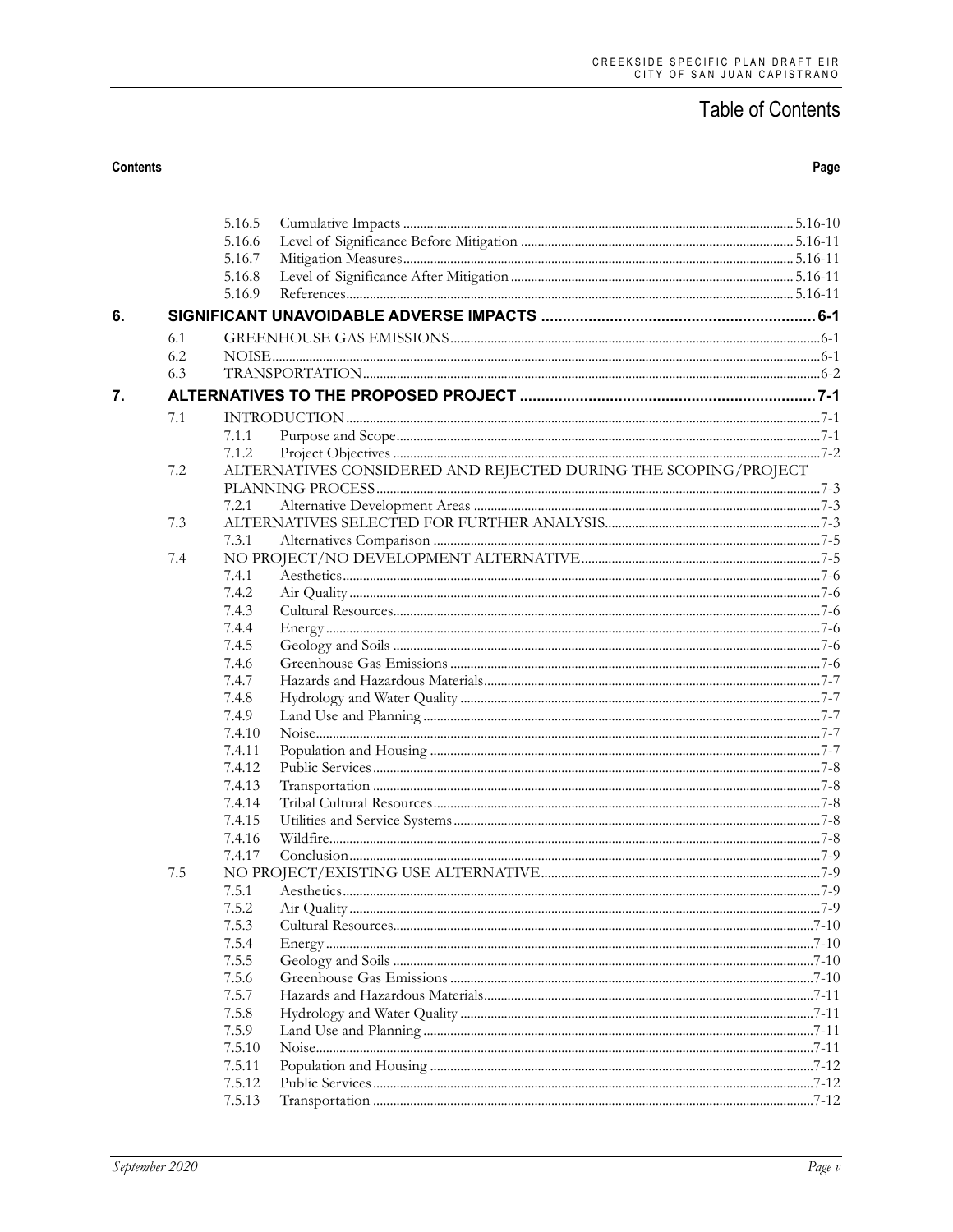# Table of Contents

| Contents | | | | Page |
|---|---|---|---|---|
| | | 5.16.5 | Cumulative Impacts | 5.16-10 |
| | | 5.16.6 | Level of Significance Before Mitigation | 5.16-11 |
| | | 5.16.7 | Mitigation Measures | 5.16-11 |
| | | 5.16.8 | Level of Significance After Mitigation | 5.16-11 |
| | | 5.16.9 | References | 5.16-11 |
| **6.** | **SIGNIFICANT UNAVOIDABLE ADVERSE IMPACTS** | | | **6-1** |
| | 6.1 | GREENHOUSE GAS EMISSIONS | | 6-1 |
| | 6.2 | NOISE | | 6-1 |
| | 6.3 | TRANSPORTATION | | 6-2 |
| **7.** | **ALTERNATIVES TO THE PROPOSED PROJECT** | | | **7-1** |
| | 7.1 | INTRODUCTION | | 7-1 |
| | | 7.1.1 | Purpose and Scope | 7-1 |
| | | 7.1.2 | Project Objectives | 7-2 |
| | 7.2 | ALTERNATIVES CONSIDERED AND REJECTED DURING THE SCOPING/PROJECT PLANNING PROCESS | | 7-3 |
| | | 7.2.1 | Alternative Development Areas | 7-3 |
| | 7.3 | ALTERNATIVES SELECTED FOR FURTHER ANALYSIS | | 7-3 |
| | | 7.3.1 | Alternatives Comparison | 7-5 |
| | 7.4 | NO PROJECT/NO DEVELOPMENT ALTERNATIVE | | 7-5 |
| | | 7.4.1 | Aesthetics | 7-6 |
| | | 7.4.2 | Air Quality | 7-6 |
| | | 7.4.3 | Cultural Resources | 7-6 |
| | | 7.4.4 | Energy | 7-6 |
| | | 7.4.5 | Geology and Soils | 7-6 |
| | | 7.4.6 | Greenhouse Gas Emissions | 7-6 |
| | | 7.4.7 | Hazards and Hazardous Materials | 7-7 |
| | | 7.4.8 | Hydrology and Water Quality | 7-7 |
| | | 7.4.9 | Land Use and Planning | 7-7 |
| | | 7.4.10 | Noise | 7-7 |
| | | 7.4.11 | Population and Housing | 7-7 |
| | | 7.4.12 | Public Services | 7-8 |
| | | 7.4.13 | Transportation | 7-8 |
| | | 7.4.14 | Tribal Cultural Resources | 7-8 |
| | | 7.4.15 | Utilities and Service Systems | 7-8 |
| | | 7.4.16 | Wildfire | 7-8 |
| | | 7.4.17 | Conclusion | 7-9 |
| | 7.5 | NO PROJECT/EXISTING USE ALTERNATIVE | | 7-9 |
| | | 7.5.1 | Aesthetics | 7-9 |
| | | 7.5.2 | Air Quality | 7-9 |
| | | 7.5.3 | Cultural Resources | 7-10 |
| | | 7.5.4 | Energy | 7-10 |
| | | 7.5.5 | Geology and Soils | 7-10 |
| | | 7.5.6 | Greenhouse Gas Emissions | 7-10 |
| | | 7.5.7 | Hazards and Hazardous Materials | 7-11 |
| | | 7.5.8 | Hydrology and Water Quality | 7-11 |
| | | 7.5.9 | Land Use and Planning | 7-11 |
| | | 7.5.10 | Noise | 7-11 |
| | | 7.5.11 | Population and Housing | 7-12 |
| | | 7.5.12 | Public Services | 7-12 |
| | | 7.5.13 | Transportation | 7-12 |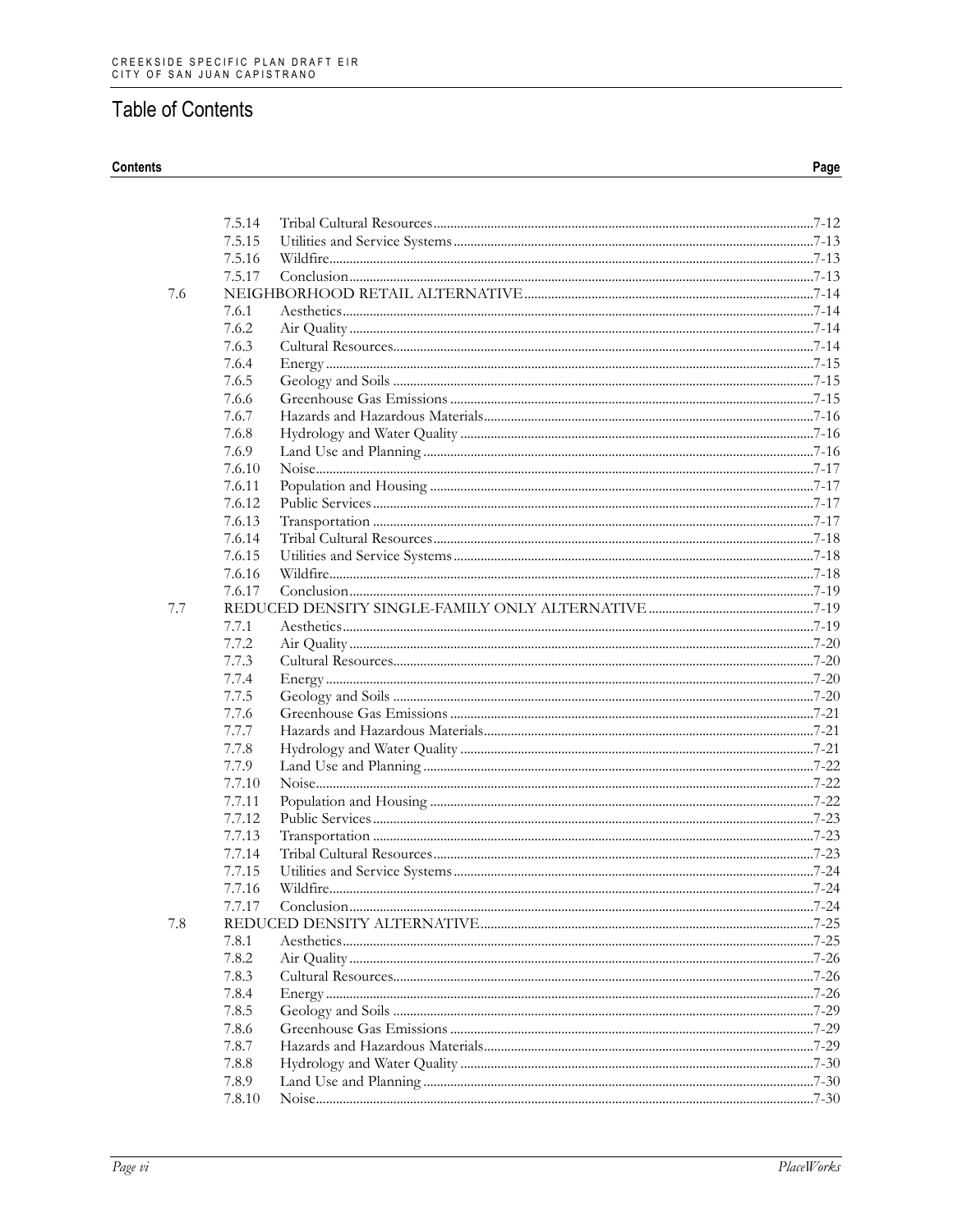## Table of Contents

| Contents | | | Page |
|---|---|---|---|
| | 7.5.14 | Tribal Cultural Resources | 7-12 |
| | 7.5.15 | Utilities and Service Systems | 7-13 |
| | 7.5.16 | Wildfire | 7-13 |
| | 7.5.17 | Conclusion | 7-13 |
| 7.6 | NEIGHBORHOOD RETAIL ALTERNATIVE | | 7-14 |
| | 7.6.1 | Aesthetics | 7-14 |
| | 7.6.2 | Air Quality | 7-14 |
| | 7.6.3 | Cultural Resources | 7-14 |
| | 7.6.4 | Energy | 7-15 |
| | 7.6.5 | Geology and Soils | 7-15 |
| | 7.6.6 | Greenhouse Gas Emissions | 7-15 |
| | 7.6.7 | Hazards and Hazardous Materials | 7-16 |
| | 7.6.8 | Hydrology and Water Quality | 7-16 |
| | 7.6.9 | Land Use and Planning | 7-16 |
| | 7.6.10 | Noise | 7-17 |
| | 7.6.11 | Population and Housing | 7-17 |
| | 7.6.12 | Public Services | 7-17 |
| | 7.6.13 | Transportation | 7-17 |
| | 7.6.14 | Tribal Cultural Resources | 7-18 |
| | 7.6.15 | Utilities and Service Systems | 7-18 |
| | 7.6.16 | Wildfire | 7-18 |
| | 7.6.17 | Conclusion | 7-19 |
| 7.7 | REDUCED DENSITY SINGLE-FAMILY ONLY ALTERNATIVE | | 7-19 |
| | 7.7.1 | Aesthetics | 7-19 |
| | 7.7.2 | Air Quality | 7-20 |
| | 7.7.3 | Cultural Resources | 7-20 |
| | 7.7.4 | Energy | 7-20 |
| | 7.7.5 | Geology and Soils | 7-20 |
| | 7.7.6 | Greenhouse Gas Emissions | 7-21 |
| | 7.7.7 | Hazards and Hazardous Materials | 7-21 |
| | 7.7.8 | Hydrology and Water Quality | 7-21 |
| | 7.7.9 | Land Use and Planning | 7-22 |
| | 7.7.10 | Noise | 7-22 |
| | 7.7.11 | Population and Housing | 7-22 |
| | 7.7.12 | Public Services | 7-23 |
| | 7.7.13 | Transportation | 7-23 |
| | 7.7.14 | Tribal Cultural Resources | 7-23 |
| | 7.7.15 | Utilities and Service Systems | 7-24 |
| | 7.7.16 | Wildfire | 7-24 |
| | 7.7.17 | Conclusion | 7-24 |
| 7.8 | REDUCED DENSITY ALTERNATIVE | | 7-25 |
| | 7.8.1 | Aesthetics | 7-25 |
| | 7.8.2 | Air Quality | 7-26 |
| | 7.8.3 | Cultural Resources | 7-26 |
| | 7.8.4 | Energy | 7-26 |
| | 7.8.5 | Geology and Soils | 7-29 |
| | 7.8.6 | Greenhouse Gas Emissions | 7-29 |
| | 7.8.7 | Hazards and Hazardous Materials | 7-29 |
| | 7.8.8 | Hydrology and Water Quality | 7-30 |
| | 7.8.9 | Land Use and Planning | 7-30 |
| | 7.8.10 | Noise | 7-30 |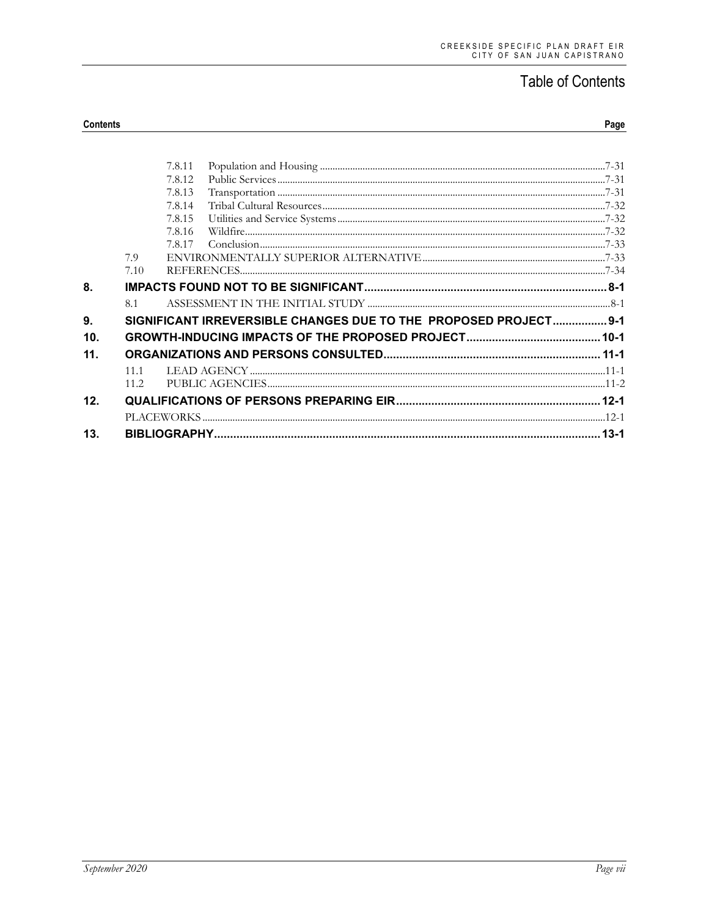## Table of Contents

**Contents** | **Page**

| | | | |
|---|---|---|---|
| | 7.8.11 | Population and Housing | 7-31 |
| | 7.8.12 | Public Services | 7-31 |
| | 7.8.13 | Transportation | 7-31 |
| | 7.8.14 | Tribal Cultural Resources | 7-32 |
| | 7.8.15 | Utilities and Service Systems | 7-32 |
| | 7.8.16 | Wildfire | 7-32 |
| | 7.8.17 | Conclusion | 7-33 |
| 7.9 | | ENVIRONMENTALLY SUPERIOR ALTERNATIVE | 7-33 |
| 7.10 | | REFERENCES | 7-34 |

**8. IMPACTS FOUND NOT TO BE SIGNIFICANT** .......... **8-1**

8.1 ASSESSMENT IN THE INITIAL STUDY .......... 8-1

**9. SIGNIFICANT IRREVERSIBLE CHANGES DUE TO THE PROPOSED PROJECT** .......... **9-1**

**10. GROWTH-INDUCING IMPACTS OF THE PROPOSED PROJECT** .......... **10-1**

**11. ORGANIZATIONS AND PERSONS CONSULTED** .......... **11-1**

11.1 LEAD AGENCY .......... 11-1

11.2 PUBLIC AGENCIES .......... 11-2

**12. QUALIFICATIONS OF PERSONS PREPARING EIR** .......... **12-1**

PLACEWORKS .......... 12-1

**13. BIBLIOGRAPHY** .......... **13-1**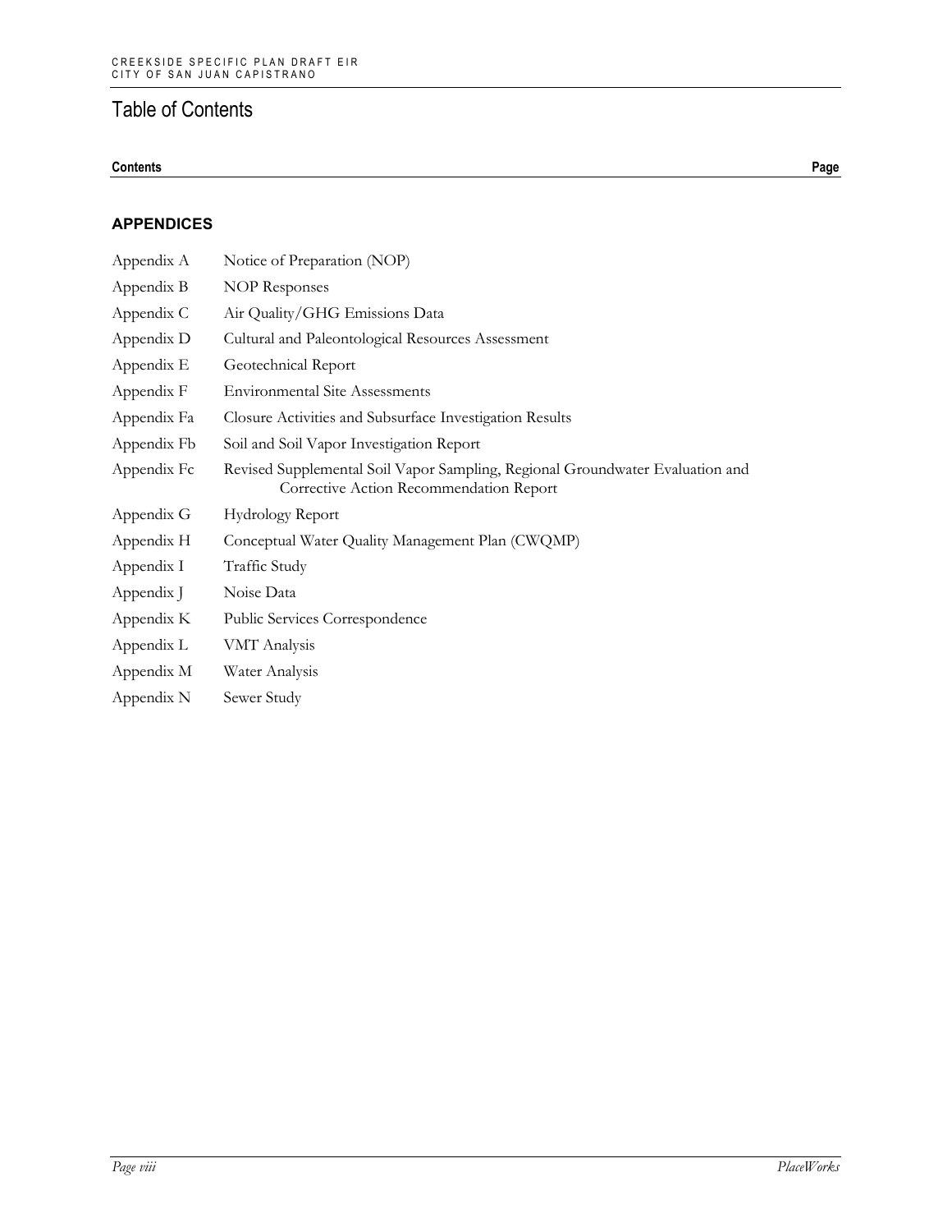# Table of Contents

**Contents** **Page**

## APPENDICES

| | |
|---|---|
| Appendix A | Notice of Preparation (NOP) |
| Appendix B | NOP Responses |
| Appendix C | Air Quality/GHG Emissions Data |
| Appendix D | Cultural and Paleontological Resources Assessment |
| Appendix E | Geotechnical Report |
| Appendix F | Environmental Site Assessments |
| Appendix Fa | Closure Activities and Subsurface Investigation Results |
| Appendix Fb | Soil and Soil Vapor Investigation Report |
| Appendix Fc | Revised Supplemental Soil Vapor Sampling, Regional Groundwater Evaluation and Corrective Action Recommendation Report |
| Appendix G | Hydrology Report |
| Appendix H | Conceptual Water Quality Management Plan (CWQMP) |
| Appendix I | Traffic Study |
| Appendix J | Noise Data |
| Appendix K | Public Services Correspondence |
| Appendix L | VMT Analysis |
| Appendix M | Water Analysis |
| Appendix N | Sewer Study |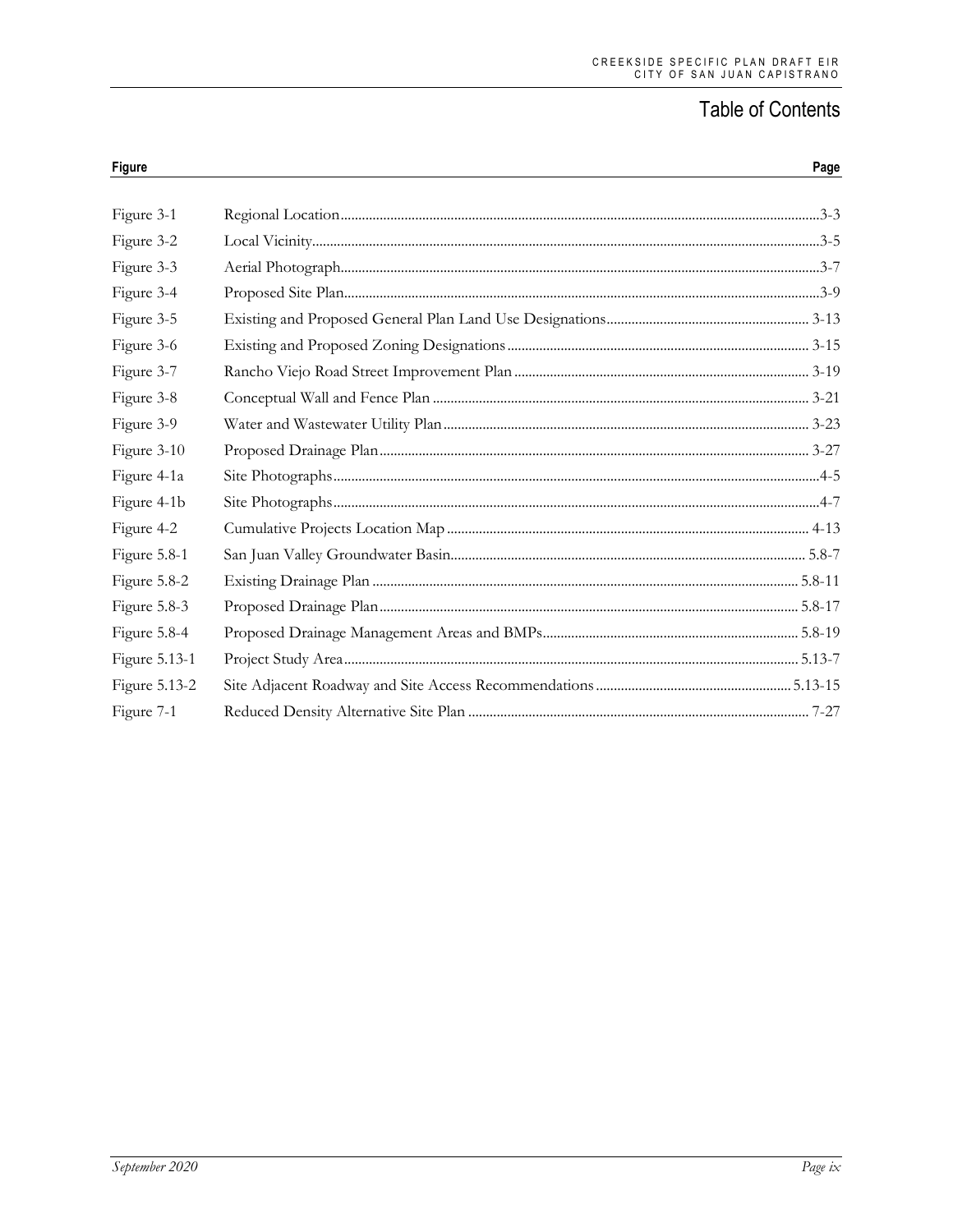# Table of Contents

| Figure | | Page |
|---|---|---|
| Figure 3-1 | Regional Location | 3-3 |
| Figure 3-2 | Local Vicinity | 3-5 |
| Figure 3-3 | Aerial Photograph | 3-7 |
| Figure 3-4 | Proposed Site Plan | 3-9 |
| Figure 3-5 | Existing and Proposed General Plan Land Use Designations | 3-13 |
| Figure 3-6 | Existing and Proposed Zoning Designations | 3-15 |
| Figure 3-7 | Rancho Viejo Road Street Improvement Plan | 3-19 |
| Figure 3-8 | Conceptual Wall and Fence Plan | 3-21 |
| Figure 3-9 | Water and Wastewater Utility Plan | 3-23 |
| Figure 3-10 | Proposed Drainage Plan | 3-27 |
| Figure 4-1a | Site Photographs | 4-5 |
| Figure 4-1b | Site Photographs | 4-7 |
| Figure 4-2 | Cumulative Projects Location Map | 4-13 |
| Figure 5.8-1 | San Juan Valley Groundwater Basin | 5.8-7 |
| Figure 5.8-2 | Existing Drainage Plan | 5.8-11 |
| Figure 5.8-3 | Proposed Drainage Plan | 5.8-17 |
| Figure 5.8-4 | Proposed Drainage Management Areas and BMPs | 5.8-19 |
| Figure 5.13-1 | Project Study Area | 5.13-7 |
| Figure 5.13-2 | Site Adjacent Roadway and Site Access Recommendations | 5.13-15 |
| Figure 7-1 | Reduced Density Alternative Site Plan | 7-27 |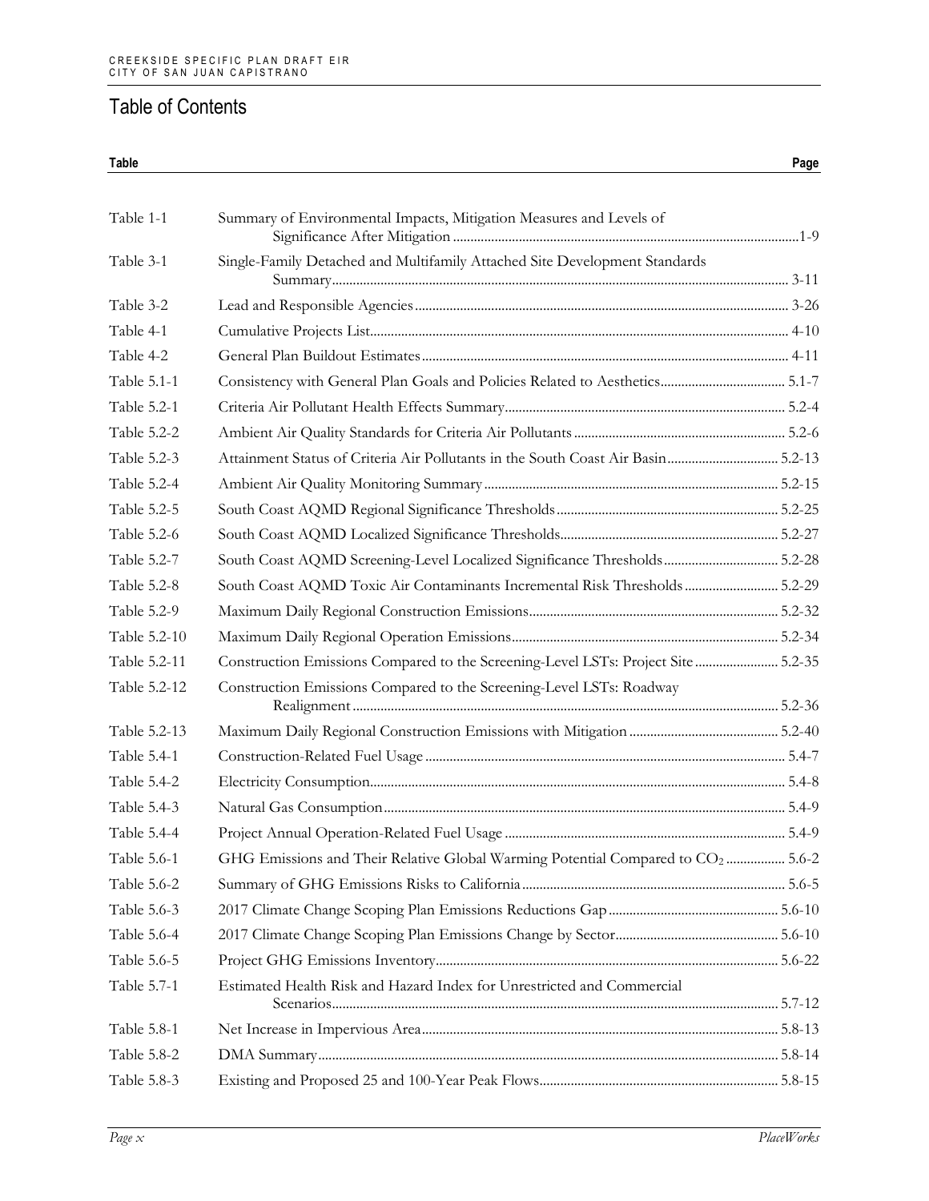## Table of Contents

| Table | | Page |
|---|---|---|
| Table 1-1 | Summary of Environmental Impacts, Mitigation Measures and Levels of Significance After Mitigation | 1-9 |
| Table 3-1 | Single-Family Detached and Multifamily Attached Site Development Standards Summary | 3-11 |
| Table 3-2 | Lead and Responsible Agencies | 3-26 |
| Table 4-1 | Cumulative Projects List | 4-10 |
| Table 4-2 | General Plan Buildout Estimates | 4-11 |
| Table 5.1-1 | Consistency with General Plan Goals and Policies Related to Aesthetics | 5.1-7 |
| Table 5.2-1 | Criteria Air Pollutant Health Effects Summary | 5.2-4 |
| Table 5.2-2 | Ambient Air Quality Standards for Criteria Air Pollutants | 5.2-6 |
| Table 5.2-3 | Attainment Status of Criteria Air Pollutants in the South Coast Air Basin | 5.2-13 |
| Table 5.2-4 | Ambient Air Quality Monitoring Summary | 5.2-15 |
| Table 5.2-5 | South Coast AQMD Regional Significance Thresholds | 5.2-25 |
| Table 5.2-6 | South Coast AQMD Localized Significance Thresholds | 5.2-27 |
| Table 5.2-7 | South Coast AQMD Screening-Level Localized Significance Thresholds | 5.2-28 |
| Table 5.2-8 | South Coast AQMD Toxic Air Contaminants Incremental Risk Thresholds | 5.2-29 |
| Table 5.2-9 | Maximum Daily Regional Construction Emissions | 5.2-32 |
| Table 5.2-10 | Maximum Daily Regional Operation Emissions | 5.2-34 |
| Table 5.2-11 | Construction Emissions Compared to the Screening-Level LSTs: Project Site | 5.2-35 |
| Table 5.2-12 | Construction Emissions Compared to the Screening-Level LSTs: Roadway Realignment | 5.2-36 |
| Table 5.2-13 | Maximum Daily Regional Construction Emissions with Mitigation | 5.2-40 |
| Table 5.4-1 | Construction-Related Fuel Usage | 5.4-7 |
| Table 5.4-2 | Electricity Consumption | 5.4-8 |
| Table 5.4-3 | Natural Gas Consumption | 5.4-9 |
| Table 5.4-4 | Project Annual Operation-Related Fuel Usage | 5.4-9 |
| Table 5.6-1 | GHG Emissions and Their Relative Global Warming Potential Compared to $CO_2$ | 5.6-2 |
| Table 5.6-2 | Summary of GHG Emissions Risks to California | 5.6-5 |
| Table 5.6-3 | 2017 Climate Change Scoping Plan Emissions Reductions Gap | 5.6-10 |
| Table 5.6-4 | 2017 Climate Change Scoping Plan Emissions Change by Sector | 5.6-10 |
| Table 5.6-5 | Project GHG Emissions Inventory | 5.6-22 |
| Table 5.7-1 | Estimated Health Risk and Hazard Index for Unrestricted and Commercial Scenarios | 5.7-12 |
| Table 5.8-1 | Net Increase in Impervious Area | 5.8-13 |
| Table 5.8-2 | DMA Summary | 5.8-14 |
| Table 5.8-3 | Existing and Proposed 25 and 100-Year Peak Flows | 5.8-15 |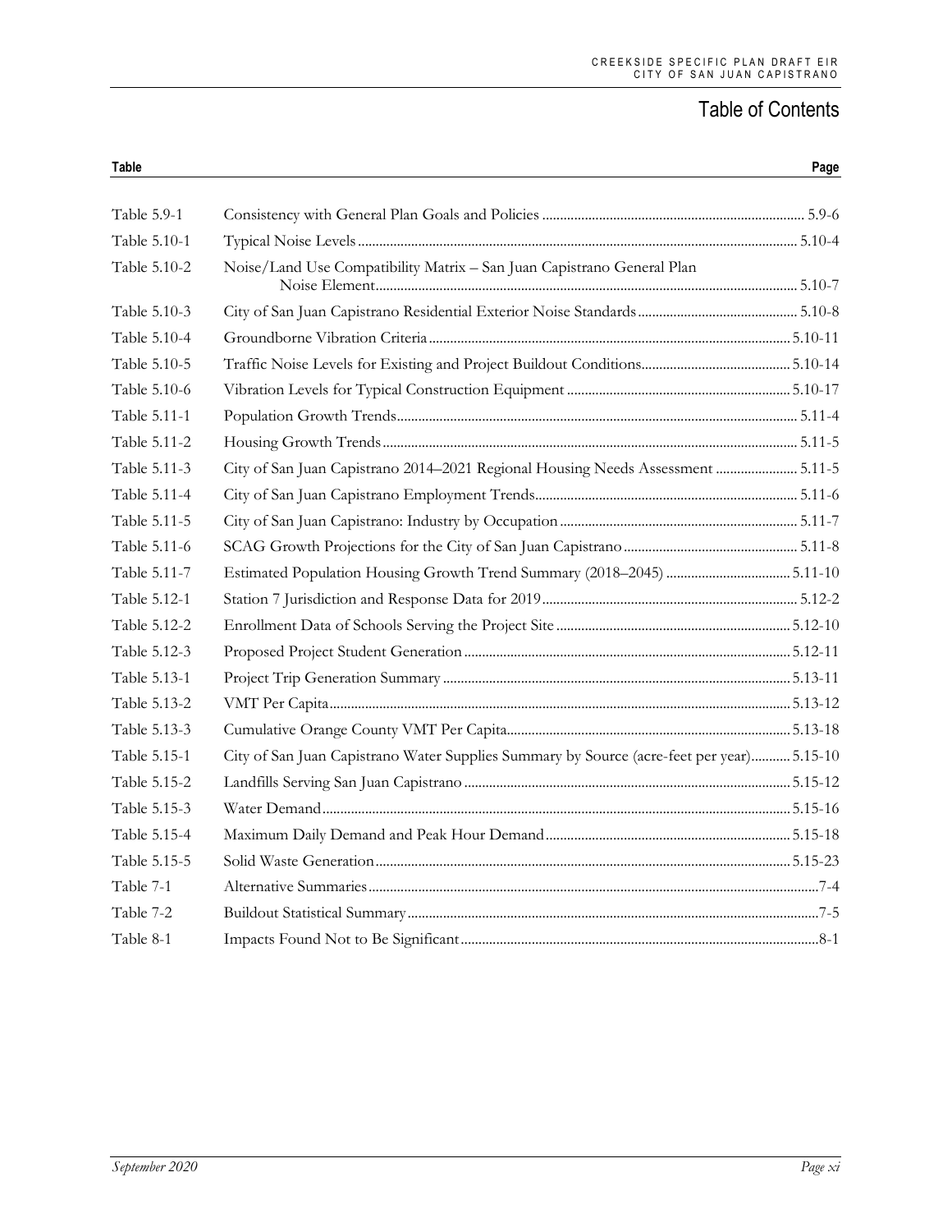# Table of Contents

| Table | | Page |
|---|---|---|
| Table 5.9-1 | Consistency with General Plan Goals and Policies | 5.9-6 |
| Table 5.10-1 | Typical Noise Levels | 5.10-4 |
| Table 5.10-2 | Noise/Land Use Compatibility Matrix – San Juan Capistrano General Plan Noise Element | 5.10-7 |
| Table 5.10-3 | City of San Juan Capistrano Residential Exterior Noise Standards | 5.10-8 |
| Table 5.10-4 | Groundborne Vibration Criteria | 5.10-11 |
| Table 5.10-5 | Traffic Noise Levels for Existing and Project Buildout Conditions | 5.10-14 |
| Table 5.10-6 | Vibration Levels for Typical Construction Equipment | 5.10-17 |
| Table 5.11-1 | Population Growth Trends | 5.11-4 |
| Table 5.11-2 | Housing Growth Trends | 5.11-5 |
| Table 5.11-3 | City of San Juan Capistrano 2014–2021 Regional Housing Needs Assessment | 5.11-5 |
| Table 5.11-4 | City of San Juan Capistrano Employment Trends | 5.11-6 |
| Table 5.11-5 | City of San Juan Capistrano: Industry by Occupation | 5.11-7 |
| Table 5.11-6 | SCAG Growth Projections for the City of San Juan Capistrano | 5.11-8 |
| Table 5.11-7 | Estimated Population Housing Growth Trend Summary (2018–2045) | 5.11-10 |
| Table 5.12-1 | Station 7 Jurisdiction and Response Data for 2019 | 5.12-2 |
| Table 5.12-2 | Enrollment Data of Schools Serving the Project Site | 5.12-10 |
| Table 5.12-3 | Proposed Project Student Generation | 5.12-11 |
| Table 5.13-1 | Project Trip Generation Summary | 5.13-11 |
| Table 5.13-2 | VMT Per Capita | 5.13-12 |
| Table 5.13-3 | Cumulative Orange County VMT Per Capita | 5.13-18 |
| Table 5.15-1 | City of San Juan Capistrano Water Supplies Summary by Source (acre-feet per year) | 5.15-10 |
| Table 5.15-2 | Landfills Serving San Juan Capistrano | 5.15-12 |
| Table 5.15-3 | Water Demand | 5.15-16 |
| Table 5.15-4 | Maximum Daily Demand and Peak Hour Demand | 5.15-18 |
| Table 5.15-5 | Solid Waste Generation | 5.15-23 |
| Table 7-1 | Alternative Summaries | 7-4 |
| Table 7-2 | Buildout Statistical Summary | 7-5 |
| Table 8-1 | Impacts Found Not to Be Significant | 8-1 |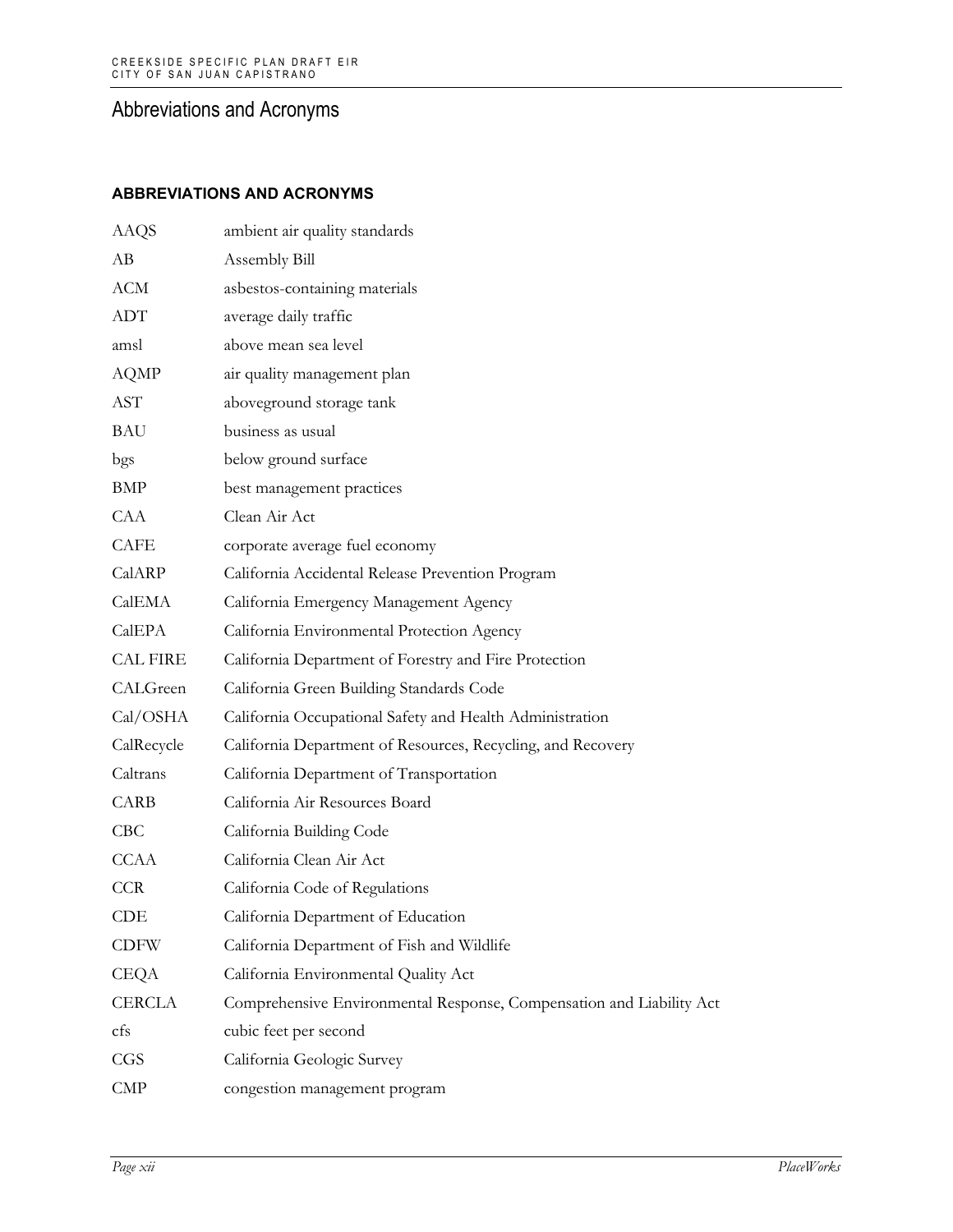# Abbreviations and Acronyms

### ABBREVIATIONS AND ACRONYMS

| | |
|---|---|
| AAQS | ambient air quality standards |
| AB | Assembly Bill |
| ACM | asbestos-containing materials |
| ADT | average daily traffic |
| amsl | above mean sea level |
| AQMP | air quality management plan |
| AST | aboveground storage tank |
| BAU | business as usual |
| bgs | below ground surface |
| BMP | best management practices |
| CAA | Clean Air Act |
| CAFE | corporate average fuel economy |
| CalARP | California Accidental Release Prevention Program |
| CalEMA | California Emergency Management Agency |
| CalEPA | California Environmental Protection Agency |
| CAL FIRE | California Department of Forestry and Fire Protection |
| CALGreen | California Green Building Standards Code |
| Cal/OSHA | California Occupational Safety and Health Administration |
| CalRecycle | California Department of Resources, Recycling, and Recovery |
| Caltrans | California Department of Transportation |
| CARB | California Air Resources Board |
| CBC | California Building Code |
| CCAA | California Clean Air Act |
| CCR | California Code of Regulations |
| CDE | California Department of Education |
| CDFW | California Department of Fish and Wildlife |
| CEQA | California Environmental Quality Act |
| CERCLA | Comprehensive Environmental Response, Compensation and Liability Act |
| cfs | cubic feet per second |
| CGS | California Geologic Survey |
| CMP | congestion management program |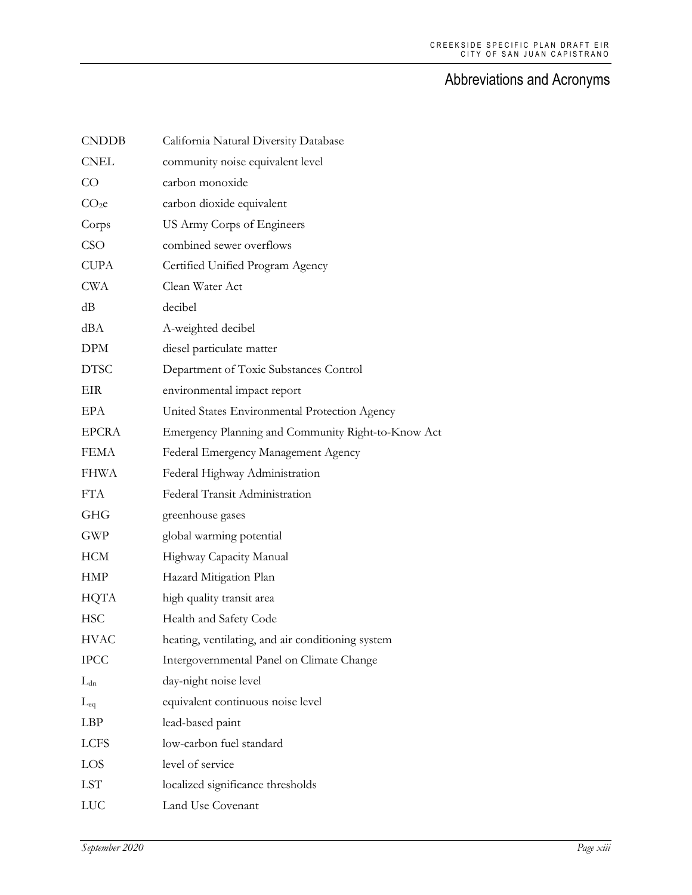## Abbreviations and Acronyms

| | |
|---|---|
| CNDDB | California Natural Diversity Database |
| CNEL | community noise equivalent level |
| CO | carbon monoxide |
| $CO_2e$ | carbon dioxide equivalent |
| Corps | US Army Corps of Engineers |
| CSO | combined sewer overflows |
| CUPA | Certified Unified Program Agency |
| CWA | Clean Water Act |
| dB | decibel |
| dBA | A-weighted decibel |
| DPM | diesel particulate matter |
| DTSC | Department of Toxic Substances Control |
| EIR | environmental impact report |
| EPA | United States Environmental Protection Agency |
| EPCRA | Emergency Planning and Community Right-to-Know Act |
| FEMA | Federal Emergency Management Agency |
| FHWA | Federal Highway Administration |
| FTA | Federal Transit Administration |
| GHG | greenhouse gases |
| GWP | global warming potential |
| HCM | Highway Capacity Manual |
| HMP | Hazard Mitigation Plan |
| HQTA | high quality transit area |
| HSC | Health and Safety Code |
| HVAC | heating, ventilating, and air conditioning system |
| IPCC | Intergovernmental Panel on Climate Change |
| $L_{dn}$ | day-night noise level |
| $L_{eq}$ | equivalent continuous noise level |
| LBP | lead-based paint |
| LCFS | low-carbon fuel standard |
| LOS | level of service |
| LST | localized significance thresholds |
| LUC | Land Use Covenant |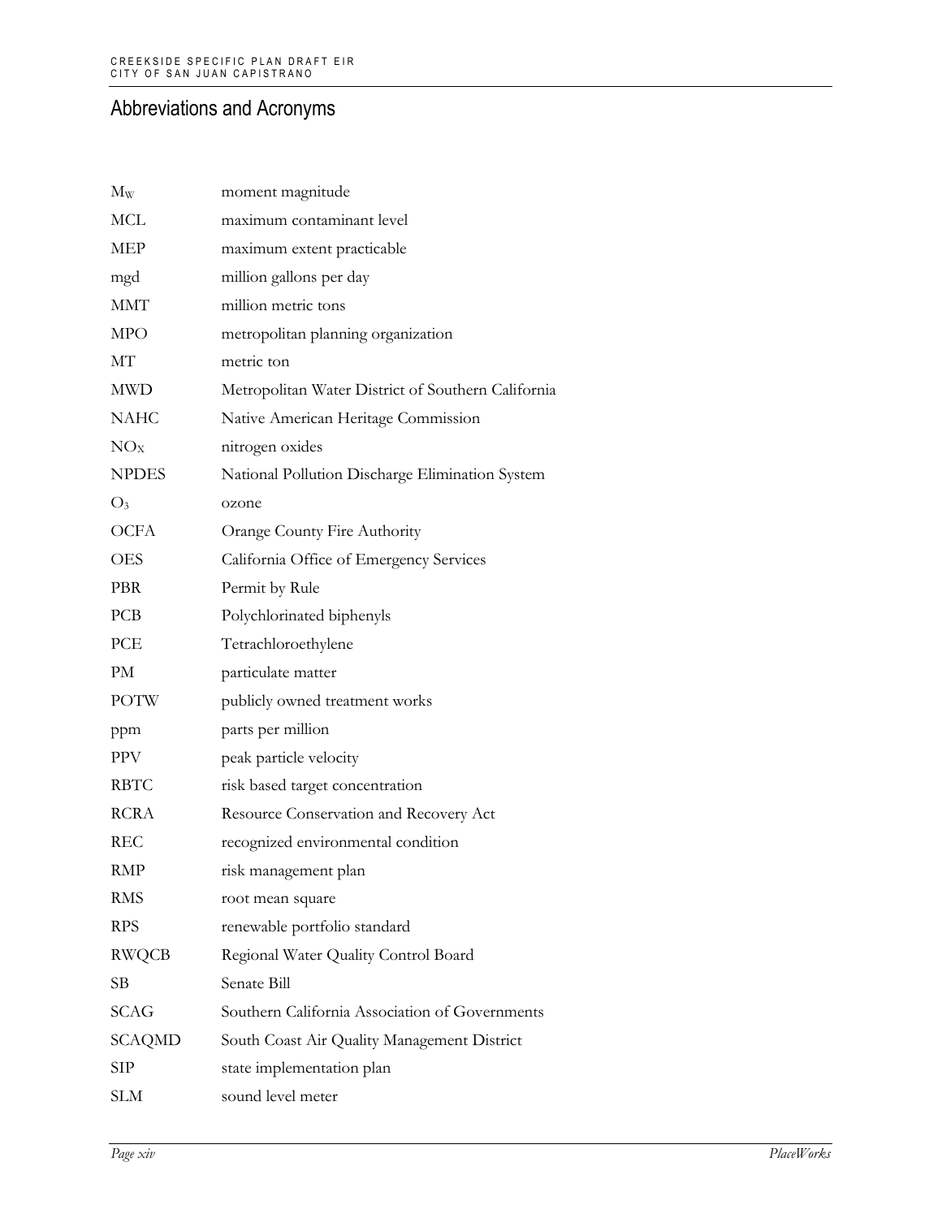## Abbreviations and Acronyms

| | |
|---|---|
| $M_W$ | moment magnitude |
| MCL | maximum contaminant level |
| MEP | maximum extent practicable |
| mgd | million gallons per day |
| MMT | million metric tons |
| MPO | metropolitan planning organization |
| MT | metric ton |
| MWD | Metropolitan Water District of Southern California |
| NAHC | Native American Heritage Commission |
| $NO_X$ | nitrogen oxides |
| NPDES | National Pollution Discharge Elimination System |
| $O_3$ | ozone |
| OCFA | Orange County Fire Authority |
| OES | California Office of Emergency Services |
| PBR | Permit by Rule |
| PCB | Polychlorinated biphenyls |
| PCE | Tetrachloroethylene |
| PM | particulate matter |
| POTW | publicly owned treatment works |
| ppm | parts per million |
| PPV | peak particle velocity |
| RBTC | risk based target concentration |
| RCRA | Resource Conservation and Recovery Act |
| REC | recognized environmental condition |
| RMP | risk management plan |
| RMS | root mean square |
| RPS | renewable portfolio standard |
| RWQCB | Regional Water Quality Control Board |
| SB | Senate Bill |
| SCAG | Southern California Association of Governments |
| SCAQMD | South Coast Air Quality Management District |
| SIP | state implementation plan |
| SLM | sound level meter |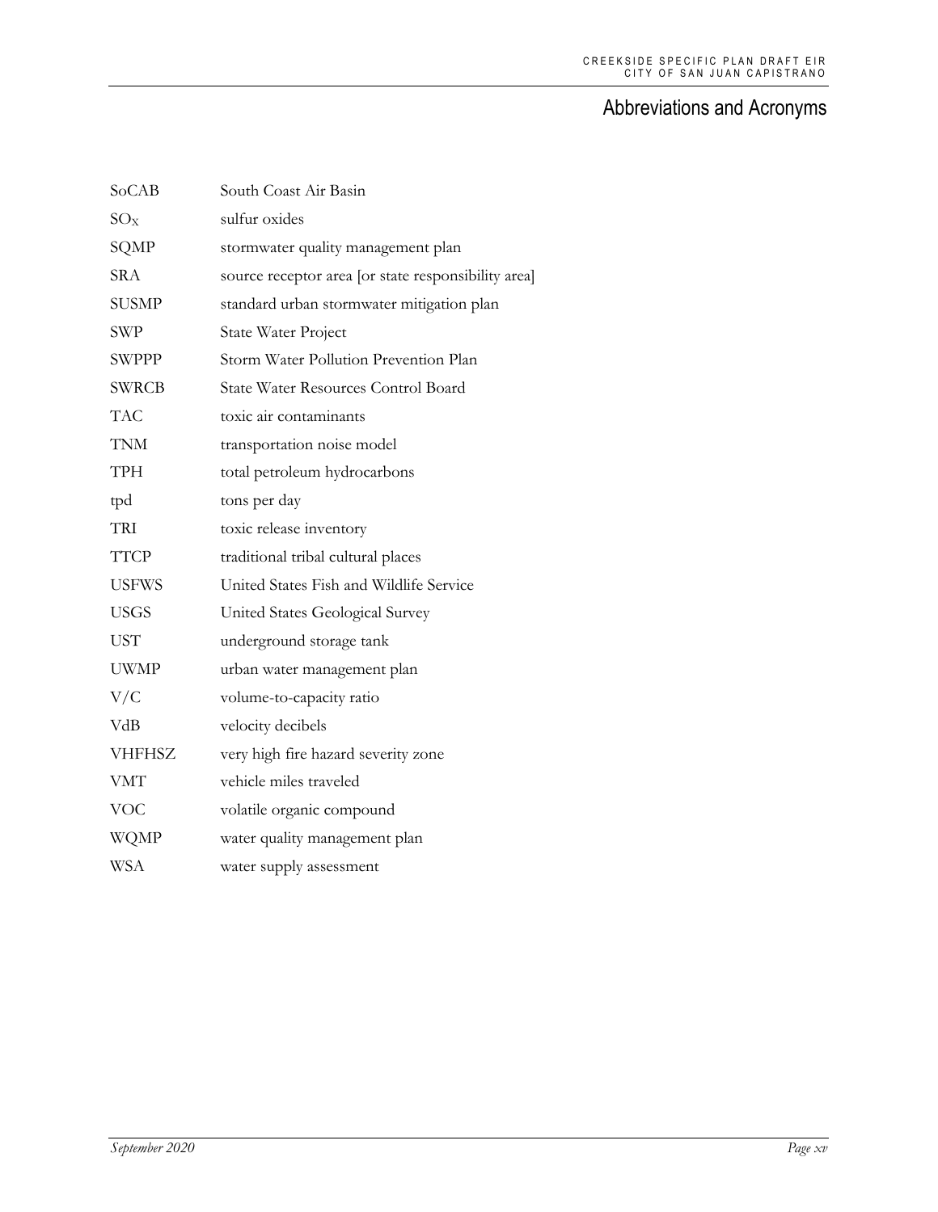## Abbreviations and Acronyms

| | |
|---|---|
| SoCAB | South Coast Air Basin |
| $SO_X$ | sulfur oxides |
| SQMP | stormwater quality management plan |
| SRA | source receptor area [or state responsibility area] |
| SUSMP | standard urban stormwater mitigation plan |
| SWP | State Water Project |
| SWPPP | Storm Water Pollution Prevention Plan |
| SWRCB | State Water Resources Control Board |
| TAC | toxic air contaminants |
| TNM | transportation noise model |
| TPH | total petroleum hydrocarbons |
| tpd | tons per day |
| TRI | toxic release inventory |
| TTCP | traditional tribal cultural places |
| USFWS | United States Fish and Wildlife Service |
| USGS | United States Geological Survey |
| UST | underground storage tank |
| UWMP | urban water management plan |
| V/C | volume-to-capacity ratio |
| VdB | velocity decibels |
| VHFHSZ | very high fire hazard severity zone |
| VMT | vehicle miles traveled |
| VOC | volatile organic compound |
| WQMP | water quality management plan |
| WSA | water supply assessment |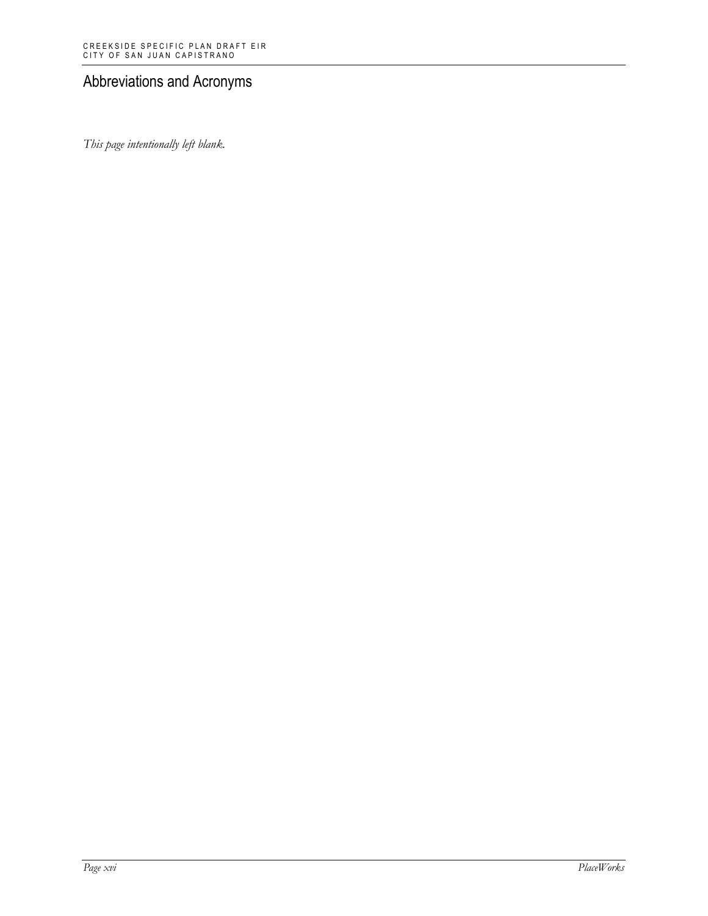# Abbreviations and Acronyms

*This page intentionally left blank.*